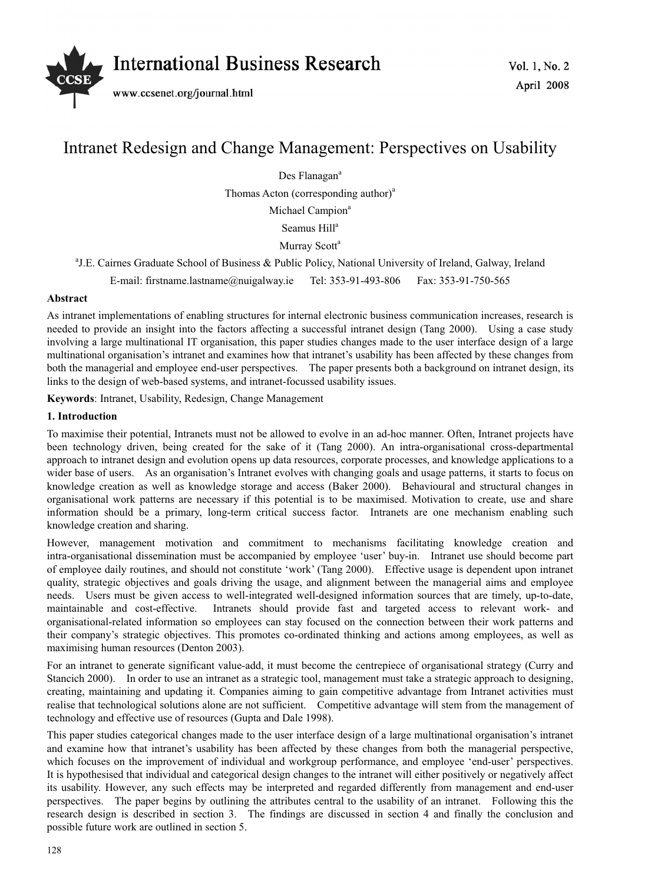# Intranet Redesign and Change Management: Perspectives on Usability

Des Flanagan[a]

Thomas Acton (corresponding author)[a]

Michael Campion[a]

Seamus Hill[a]

Murray Scott[a]

[a]J.E. Cairnes Graduate School of Business & Public Policy, National University of Ireland, Galway, Ireland

E-mail: firstname.lastname@nuigalway.ie Tel: 353-91-493-806 Fax: 353-91-750-565

**Abstract**

As intranet implementations of enabling structures for internal electronic business communication increases, research is needed to provide an insight into the factors affecting a successful intranet design (Tang 2000). Using a case study involving a large multinational IT organisation, this paper studies changes made to the user interface design of a large multinational organisation's intranet and examines how that intranet's usability has been affected by these changes from both the managerial and employee end-user perspectives. The paper presents both a background on intranet design, its links to the design of web-based systems, and intranet-focussed usability issues.

**Keywords**: Intranet, Usability, Redesign, Change Management

## 1. Introduction

To maximise their potential, Intranets must not be allowed to evolve in an ad-hoc manner. Often, Intranet projects have been technology driven, being created for the sake of it (Tang 2000). An intra-organisational cross-departmental approach to intranet design and evolution opens up data resources, corporate processes, and knowledge applications to a wider base of users. As an organisation's Intranet evolves with changing goals and usage patterns, it starts to focus on knowledge creation as well as knowledge storage and access (Baker 2000). Behavioural and structural changes in organisational work patterns are necessary if this potential is to be maximised. Motivation to create, use and share information should be a primary, long-term critical success factor. Intranets are one mechanism enabling such knowledge creation and sharing.

However, management motivation and commitment to mechanisms facilitating knowledge creation and intra-organisational dissemination must be accompanied by employee 'user' buy-in. Intranet use should become part of employee daily routines, and should not constitute 'work' (Tang 2000). Effective usage is dependent upon intranet quality, strategic objectives and goals driving the usage, and alignment between the managerial aims and employee needs. Users must be given access to well-integrated well-designed information sources that are timely, up-to-date, maintainable and cost-effective. Intranets should provide fast and targeted access to relevant work- and organisational-related information so employees can stay focused on the connection between their work patterns and their company's strategic objectives. This promotes co-ordinated thinking and actions among employees, as well as maximising human resources (Denton 2003).

For an intranet to generate significant value-add, it must become the centrepiece of organisational strategy (Curry and Stancich 2000). In order to use an intranet as a strategic tool, management must take a strategic approach to designing, creating, maintaining and updating it. Companies aiming to gain competitive advantage from Intranet activities must realise that technological solutions alone are not sufficient. Competitive advantage will stem from the management of technology and effective use of resources (Gupta and Dale 1998).

This paper studies categorical changes made to the user interface design of a large multinational organisation's intranet and examine how that intranet's usability has been affected by these changes from both the managerial perspective, which focuses on the improvement of individual and workgroup performance, and employee 'end-user' perspectives. It is hypothesised that individual and categorical design changes to the intranet will either positively or negatively affect its usability. However, any such effects may be interpreted and regarded differently from management and end-user perspectives. The paper begins by outlining the attributes central to the usability of an intranet. Following this the research design is described in section 3. The findings are discussed in section 4 and finally the conclusion and possible future work are outlined in section 5.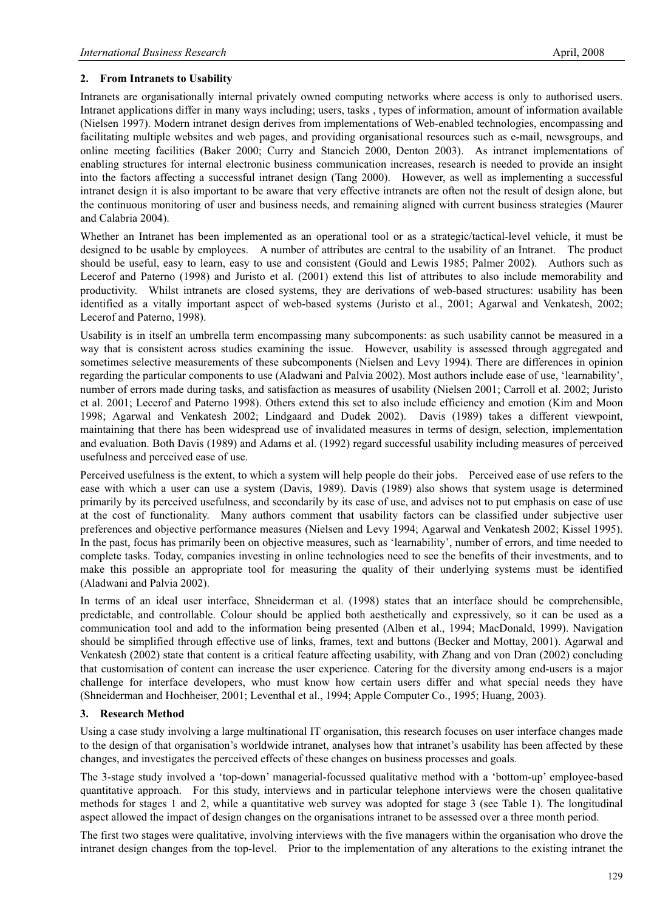## 2. From Intranets to Usability

Intranets are organisationally internal privately owned computing networks where access is only to authorised users. Intranet applications differ in many ways including; users, tasks , types of information, amount of information available (Nielsen 1997). Modern intranet design derives from implementations of Web-enabled technologies, encompassing and facilitating multiple websites and web pages, and providing organisational resources such as e-mail, newsgroups, and online meeting facilities (Baker 2000; Curry and Stancich 2000, Denton 2003). As intranet implementations of enabling structures for internal electronic business communication increases, research is needed to provide an insight into the factors affecting a successful intranet design (Tang 2000). However, as well as implementing a successful intranet design it is also important to be aware that very effective intranets are often not the result of design alone, but the continuous monitoring of user and business needs, and remaining aligned with current business strategies (Maurer and Calabria 2004).

Whether an Intranet has been implemented as an operational tool or as a strategic/tactical-level vehicle, it must be designed to be usable by employees. A number of attributes are central to the usability of an Intranet. The product should be useful, easy to learn, easy to use and consistent (Gould and Lewis 1985; Palmer 2002). Authors such as Lecerof and Paterno (1998) and Juristo et al. (2001) extend this list of attributes to also include memorability and productivity. Whilst intranets are closed systems, they are derivations of web-based structures: usability has been identified as a vitally important aspect of web-based systems (Juristo et al., 2001; Agarwal and Venkatesh, 2002; Lecerof and Paterno, 1998).

Usability is in itself an umbrella term encompassing many subcomponents: as such usability cannot be measured in a way that is consistent across studies examining the issue. However, usability is assessed through aggregated and sometimes selective measurements of these subcomponents (Nielsen and Levy 1994). There are differences in opinion regarding the particular components to use (Aladwani and Palvia 2002). Most authors include ease of use, 'learnability', number of errors made during tasks, and satisfaction as measures of usability (Nielsen 2001; Carroll et al. 2002; Juristo et al. 2001; Lecerof and Paterno 1998). Others extend this set to also include efficiency and emotion (Kim and Moon 1998; Agarwal and Venkatesh 2002; Lindgaard and Dudek 2002). Davis (1989) takes a different viewpoint, maintaining that there has been widespread use of invalidated measures in terms of design, selection, implementation and evaluation. Both Davis (1989) and Adams et al. (1992) regard successful usability including measures of perceived usefulness and perceived ease of use.

Perceived usefulness is the extent, to which a system will help people do their jobs. Perceived ease of use refers to the ease with which a user can use a system (Davis, 1989). Davis (1989) also shows that system usage is determined primarily by its perceived usefulness, and secondarily by its ease of use, and advises not to put emphasis on ease of use at the cost of functionality. Many authors comment that usability factors can be classified under subjective user preferences and objective performance measures (Nielsen and Levy 1994; Agarwal and Venkatesh 2002; Kissel 1995). In the past, focus has primarily been on objective measures, such as 'learnability', number of errors, and time needed to complete tasks. Today, companies investing in online technologies need to see the benefits of their investments, and to make this possible an appropriate tool for measuring the quality of their underlying systems must be identified (Aladwani and Palvia 2002).

In terms of an ideal user interface, Shneiderman et al. (1998) states that an interface should be comprehensible, predictable, and controllable. Colour should be applied both aesthetically and expressively, so it can be used as a communication tool and add to the information being presented (Alben et al., 1994; MacDonald, 1999). Navigation should be simplified through effective use of links, frames, text and buttons (Becker and Mottay, 2001). Agarwal and Venkatesh (2002) state that content is a critical feature affecting usability, with Zhang and von Dran (2002) concluding that customisation of content can increase the user experience. Catering for the diversity among end-users is a major challenge for interface developers, who must know how certain users differ and what special needs they have (Shneiderman and Hochheiser, 2001; Leventhal et al., 1994; Apple Computer Co., 1995; Huang, 2003).

## 3. Research Method

Using a case study involving a large multinational IT organisation, this research focuses on user interface changes made to the design of that organisation's worldwide intranet, analyses how that intranet's usability has been affected by these changes, and investigates the perceived effects of these changes on business processes and goals.

The 3-stage study involved a 'top-down' managerial-focussed qualitative method with a 'bottom-up' employee-based quantitative approach. For this study, interviews and in particular telephone interviews were the chosen qualitative methods for stages 1 and 2, while a quantitative web survey was adopted for stage 3 (see Table 1). The longitudinal aspect allowed the impact of design changes on the organisations intranet to be assessed over a three month period.

The first two stages were qualitative, involving interviews with the five managers within the organisation who drove the intranet design changes from the top-level. Prior to the implementation of any alterations to the existing intranet the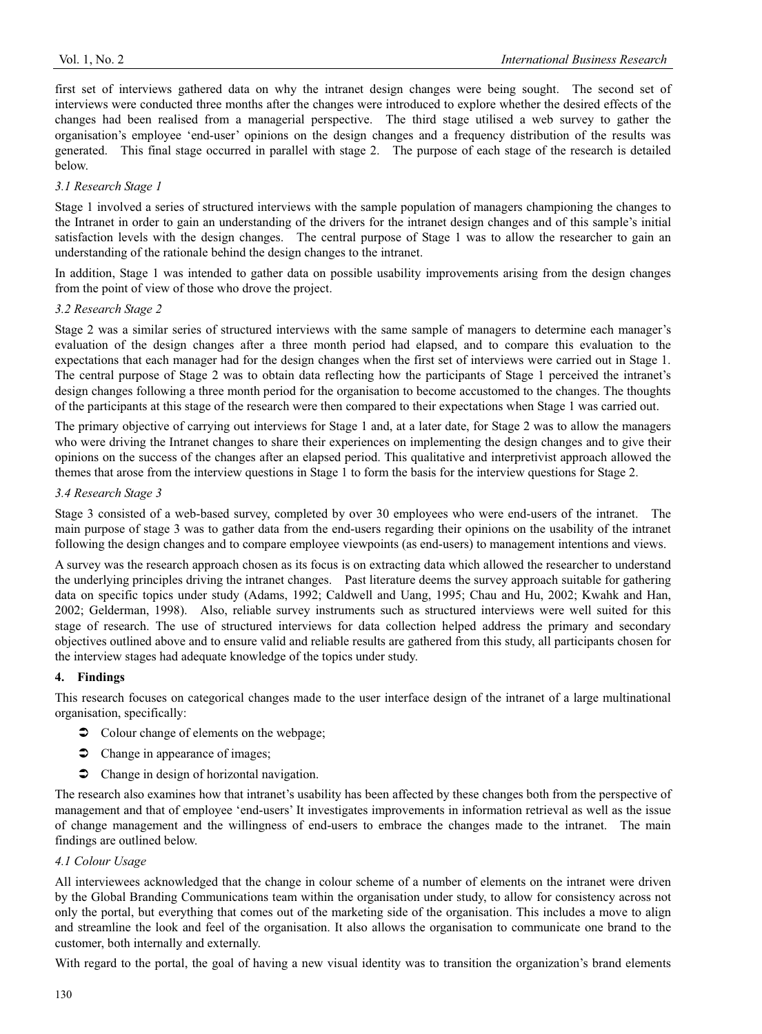first set of interviews gathered data on why the intranet design changes were being sought. The second set of interviews were conducted three months after the changes were introduced to explore whether the desired effects of the changes had been realised from a managerial perspective. The third stage utilised a web survey to gather the organisation's employee 'end-user' opinions on the design changes and a frequency distribution of the results was generated. This final stage occurred in parallel with stage 2. The purpose of each stage of the research is detailed below.

### *3.1 Research Stage 1*

Stage 1 involved a series of structured interviews with the sample population of managers championing the changes to the Intranet in order to gain an understanding of the drivers for the intranet design changes and of this sample's initial satisfaction levels with the design changes. The central purpose of Stage 1 was to allow the researcher to gain an understanding of the rationale behind the design changes to the intranet.

In addition, Stage 1 was intended to gather data on possible usability improvements arising from the design changes from the point of view of those who drove the project.

### *3.2 Research Stage 2*

Stage 2 was a similar series of structured interviews with the same sample of managers to determine each manager's evaluation of the design changes after a three month period had elapsed, and to compare this evaluation to the expectations that each manager had for the design changes when the first set of interviews were carried out in Stage 1. The central purpose of Stage 2 was to obtain data reflecting how the participants of Stage 1 perceived the intranet's design changes following a three month period for the organisation to become accustomed to the changes. The thoughts of the participants at this stage of the research were then compared to their expectations when Stage 1 was carried out.

The primary objective of carrying out interviews for Stage 1 and, at a later date, for Stage 2 was to allow the managers who were driving the Intranet changes to share their experiences on implementing the design changes and to give their opinions on the success of the changes after an elapsed period. This qualitative and interpretivist approach allowed the themes that arose from the interview questions in Stage 1 to form the basis for the interview questions for Stage 2.

### *3.4 Research Stage 3*

Stage 3 consisted of a web-based survey, completed by over 30 employees who were end-users of the intranet. The main purpose of stage 3 was to gather data from the end-users regarding their opinions on the usability of the intranet following the design changes and to compare employee viewpoints (as end-users) to management intentions and views.

A survey was the research approach chosen as its focus is on extracting data which allowed the researcher to understand the underlying principles driving the intranet changes. Past literature deems the survey approach suitable for gathering data on specific topics under study (Adams, 1992; Caldwell and Uang, 1995; Chau and Hu, 2002; Kwahk and Han, 2002; Gelderman, 1998). Also, reliable survey instruments such as structured interviews were well suited for this stage of research. The use of structured interviews for data collection helped address the primary and secondary objectives outlined above and to ensure valid and reliable results are gathered from this study, all participants chosen for the interview stages had adequate knowledge of the topics under study.

## 4. Findings

This research focuses on categorical changes made to the user interface design of the intranet of a large multinational organisation, specifically:

- Colour change of elements on the webpage;
- Change in appearance of images;
- Change in design of horizontal navigation.

The research also examines how that intranet's usability has been affected by these changes both from the perspective of management and that of employee 'end-users' It investigates improvements in information retrieval as well as the issue of change management and the willingness of end-users to embrace the changes made to the intranet. The main findings are outlined below.

### *4.1 Colour Usage*

All interviewees acknowledged that the change in colour scheme of a number of elements on the intranet were driven by the Global Branding Communications team within the organisation under study, to allow for consistency across not only the portal, but everything that comes out of the marketing side of the organisation. This includes a move to align and streamline the look and feel of the organisation. It also allows the organisation to communicate one brand to the customer, both internally and externally.

With regard to the portal, the goal of having a new visual identity was to transition the organization's brand elements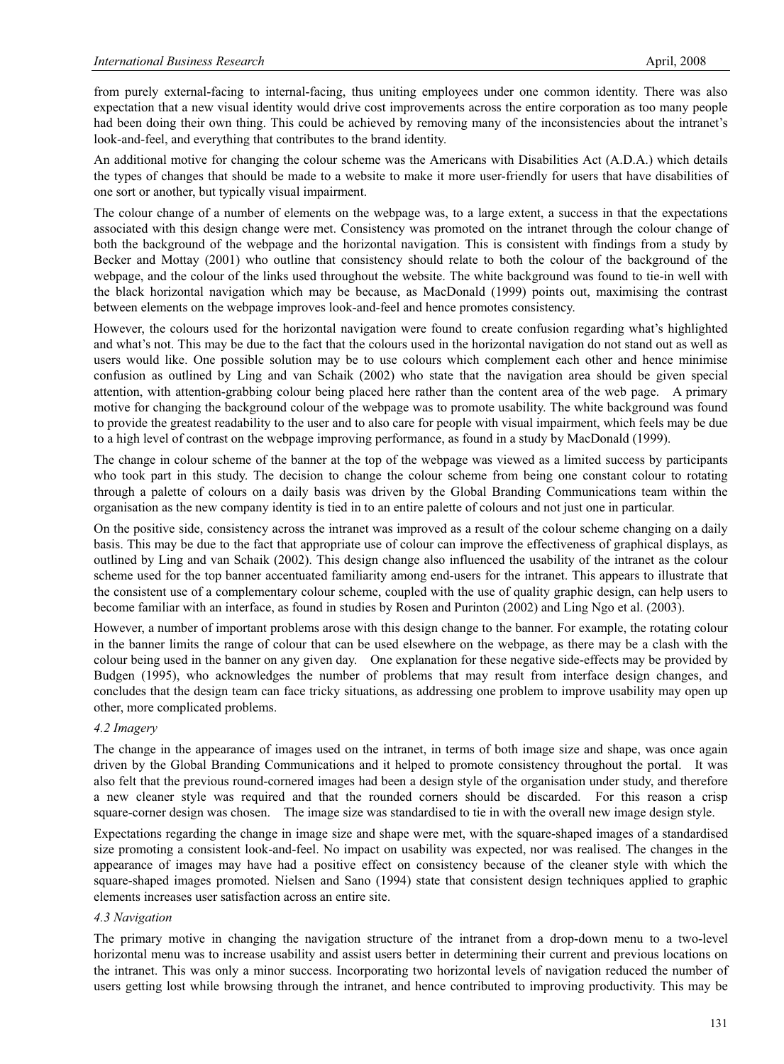from purely external-facing to internal-facing, thus uniting employees under one common identity. There was also expectation that a new visual identity would drive cost improvements across the entire corporation as too many people had been doing their own thing. This could be achieved by removing many of the inconsistencies about the intranet's look-and-feel, and everything that contributes to the brand identity.

An additional motive for changing the colour scheme was the Americans with Disabilities Act (A.D.A.) which details the types of changes that should be made to a website to make it more user-friendly for users that have disabilities of one sort or another, but typically visual impairment.

The colour change of a number of elements on the webpage was, to a large extent, a success in that the expectations associated with this design change were met. Consistency was promoted on the intranet through the colour change of both the background of the webpage and the horizontal navigation. This is consistent with findings from a study by Becker and Mottay (2001) who outline that consistency should relate to both the colour of the background of the webpage, and the colour of the links used throughout the website. The white background was found to tie-in well with the black horizontal navigation which may be because, as MacDonald (1999) points out, maximising the contrast between elements on the webpage improves look-and-feel and hence promotes consistency.

However, the colours used for the horizontal navigation were found to create confusion regarding what's highlighted and what's not. This may be due to the fact that the colours used in the horizontal navigation do not stand out as well as users would like. One possible solution may be to use colours which complement each other and hence minimise confusion as outlined by Ling and van Schaik (2002) who state that the navigation area should be given special attention, with attention-grabbing colour being placed here rather than the content area of the web page. A primary motive for changing the background colour of the webpage was to promote usability. The white background was found to provide the greatest readability to the user and to also care for people with visual impairment, which feels may be due to a high level of contrast on the webpage improving performance, as found in a study by MacDonald (1999).

The change in colour scheme of the banner at the top of the webpage was viewed as a limited success by participants who took part in this study. The decision to change the colour scheme from being one constant colour to rotating through a palette of colours on a daily basis was driven by the Global Branding Communications team within the organisation as the new company identity is tied in to an entire palette of colours and not just one in particular.

On the positive side, consistency across the intranet was improved as a result of the colour scheme changing on a daily basis. This may be due to the fact that appropriate use of colour can improve the effectiveness of graphical displays, as outlined by Ling and van Schaik (2002). This design change also influenced the usability of the intranet as the colour scheme used for the top banner accentuated familiarity among end-users for the intranet. This appears to illustrate that the consistent use of a complementary colour scheme, coupled with the use of quality graphic design, can help users to become familiar with an interface, as found in studies by Rosen and Purinton (2002) and Ling Ngo et al. (2003).

However, a number of important problems arose with this design change to the banner. For example, the rotating colour in the banner limits the range of colour that can be used elsewhere on the webpage, as there may be a clash with the colour being used in the banner on any given day. One explanation for these negative side-effects may be provided by Budgen (1995), who acknowledges the number of problems that may result from interface design changes, and concludes that the design team can face tricky situations, as addressing one problem to improve usability may open up other, more complicated problems.

### *4.2 Imagery*

The change in the appearance of images used on the intranet, in terms of both image size and shape, was once again driven by the Global Branding Communications and it helped to promote consistency throughout the portal. It was also felt that the previous round-cornered images had been a design style of the organisation under study, and therefore a new cleaner style was required and that the rounded corners should be discarded. For this reason a crisp square-corner design was chosen. The image size was standardised to tie in with the overall new image design style.

Expectations regarding the change in image size and shape were met, with the square-shaped images of a standardised size promoting a consistent look-and-feel. No impact on usability was expected, nor was realised. The changes in the appearance of images may have had a positive effect on consistency because of the cleaner style with which the square-shaped images promoted. Nielsen and Sano (1994) state that consistent design techniques applied to graphic elements increases user satisfaction across an entire site.

### *4.3 Navigation*

The primary motive in changing the navigation structure of the intranet from a drop-down menu to a two-level horizontal menu was to increase usability and assist users better in determining their current and previous locations on the intranet. This was only a minor success. Incorporating two horizontal levels of navigation reduced the number of users getting lost while browsing through the intranet, and hence contributed to improving productivity. This may be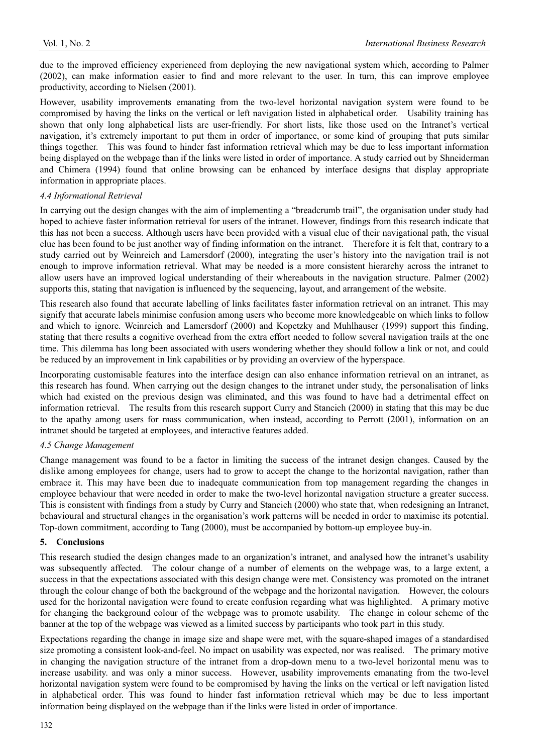due to the improved efficiency experienced from deploying the new navigational system which, according to Palmer (2002), can make information easier to find and more relevant to the user. In turn, this can improve employee productivity, according to Nielsen (2001).

However, usability improvements emanating from the two-level horizontal navigation system were found to be compromised by having the links on the vertical or left navigation listed in alphabetical order. Usability training has shown that only long alphabetical lists are user-friendly. For short lists, like those used on the Intranet's vertical navigation, it's extremely important to put them in order of importance, or some kind of grouping that puts similar things together. This was found to hinder fast information retrieval which may be due to less important information being displayed on the webpage than if the links were listed in order of importance. A study carried out by Shneiderman and Chimera (1994) found that online browsing can be enhanced by interface designs that display appropriate information in appropriate places.

### *4.4 Informational Retrieval*

In carrying out the design changes with the aim of implementing a "breadcrumb trail", the organisation under study had hoped to achieve faster information retrieval for users of the intranet. However, findings from this research indicate that this has not been a success. Although users have been provided with a visual clue of their navigational path, the visual clue has been found to be just another way of finding information on the intranet. Therefore it is felt that, contrary to a study carried out by Weinreich and Lamersdorf (2000), integrating the user's history into the navigation trail is not enough to improve information retrieval. What may be needed is a more consistent hierarchy across the intranet to allow users have an improved logical understanding of their whereabouts in the navigation structure. Palmer (2002) supports this, stating that navigation is influenced by the sequencing, layout, and arrangement of the website.

This research also found that accurate labelling of links facilitates faster information retrieval on an intranet. This may signify that accurate labels minimise confusion among users who become more knowledgeable on which links to follow and which to ignore. Weinreich and Lamersdorf (2000) and Kopetzky and Muhlhauser (1999) support this finding, stating that there results a cognitive overhead from the extra effort needed to follow several navigation trails at the one time. This dilemma has long been associated with users wondering whether they should follow a link or not, and could be reduced by an improvement in link capabilities or by providing an overview of the hyperspace.

Incorporating customisable features into the interface design can also enhance information retrieval on an intranet, as this research has found. When carrying out the design changes to the intranet under study, the personalisation of links which had existed on the previous design was eliminated, and this was found to have had a detrimental effect on information retrieval. The results from this research support Curry and Stancich (2000) in stating that this may be due to the apathy among users for mass communication, when instead, according to Perrott (2001), information on an intranet should be targeted at employees, and interactive features added.

### *4.5 Change Management*

Change management was found to be a factor in limiting the success of the intranet design changes. Caused by the dislike among employees for change, users had to grow to accept the change to the horizontal navigation, rather than embrace it. This may have been due to inadequate communication from top management regarding the changes in employee behaviour that were needed in order to make the two-level horizontal navigation structure a greater success. This is consistent with findings from a study by Curry and Stancich (2000) who state that, when redesigning an Intranet, behavioural and structural changes in the organisation's work patterns will be needed in order to maximise its potential. Top-down commitment, according to Tang (2000), must be accompanied by bottom-up employee buy-in.

## **5. Conclusions**

This research studied the design changes made to an organization's intranet, and analysed how the intranet's usability was subsequently affected. The colour change of a number of elements on the webpage was, to a large extent, a success in that the expectations associated with this design change were met. Consistency was promoted on the intranet through the colour change of both the background of the webpage and the horizontal navigation. However, the colours used for the horizontal navigation were found to create confusion regarding what was highlighted. A primary motive for changing the background colour of the webpage was to promote usability. The change in colour scheme of the banner at the top of the webpage was viewed as a limited success by participants who took part in this study.

Expectations regarding the change in image size and shape were met, with the square-shaped images of a standardised size promoting a consistent look-and-feel. No impact on usability was expected, nor was realised. The primary motive in changing the navigation structure of the intranet from a drop-down menu to a two-level horizontal menu was to increase usability. and was only a minor success. However, usability improvements emanating from the two-level horizontal navigation system were found to be compromised by having the links on the vertical or left navigation listed in alphabetical order. This was found to hinder fast information retrieval which may be due to less important information being displayed on the webpage than if the links were listed in order of importance.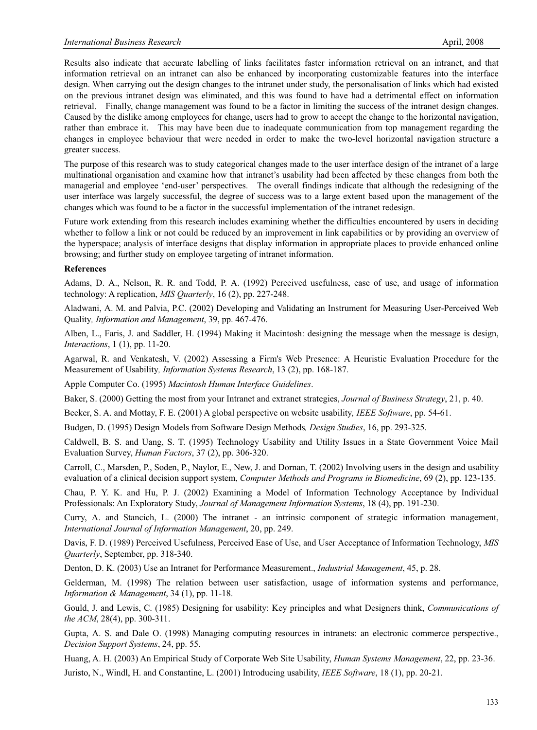Results also indicate that accurate labelling of links facilitates faster information retrieval on an intranet, and that information retrieval on an intranet can also be enhanced by incorporating customizable features into the interface design. When carrying out the design changes to the intranet under study, the personalisation of links which had existed on the previous intranet design was eliminated, and this was found to have had a detrimental effect on information retrieval. Finally, change management was found to be a factor in limiting the success of the intranet design changes. Caused by the dislike among employees for change, users had to grow to accept the change to the horizontal navigation, rather than embrace it. This may have been due to inadequate communication from top management regarding the changes in employee behaviour that were needed in order to make the two-level horizontal navigation structure a greater success.

The purpose of this research was to study categorical changes made to the user interface design of the intranet of a large multinational organisation and examine how that intranet's usability had been affected by these changes from both the managerial and employee 'end-user' perspectives. The overall findings indicate that although the redesigning of the user interface was largely successful, the degree of success was to a large extent based upon the management of the changes which was found to be a factor in the successful implementation of the intranet redesign.

Future work extending from this research includes examining whether the difficulties encountered by users in deciding whether to follow a link or not could be reduced by an improvement in link capabilities or by providing an overview of the hyperspace; analysis of interface designs that display information in appropriate places to provide enhanced online browsing; and further study on employee targeting of intranet information.

**References**

Adams, D. A., Nelson, R. R. and Todd, P. A. (1992) Perceived usefulness, ease of use, and usage of information technology: A replication, *MIS Quarterly*, 16 (2), pp. 227-248.

Aladwani, A. M. and Palvia, P.C. (2002) Developing and Validating an Instrument for Measuring User-Perceived Web Quality*, Information and Management*, 39, pp. 467-476.

Alben, L., Faris, J. and Saddler, H. (1994) Making it Macintosh: designing the message when the message is design, *Interactions*, 1 (1), pp. 11-20.

Agarwal, R. and Venkatesh, V. (2002) Assessing a Firm's Web Presence: A Heuristic Evaluation Procedure for the Measurement of Usability*, Information Systems Research*, 13 (2), pp. 168-187.

Apple Computer Co. (1995) *Macintosh Human Interface Guidelines*.

Baker, S. (2000) Getting the most from your Intranet and extranet strategies, *Journal of Business Strategy*, 21, p. 40.

Becker, S. A. and Mottay, F. E. (2001) A global perspective on website usability*, IEEE Software*, pp. 54-61.

Budgen, D. (1995) Design Models from Software Design Methods*, Design Studies*, 16, pp. 293-325.

Caldwell, B. S. and Uang, S. T. (1995) Technology Usability and Utility Issues in a State Government Voice Mail Evaluation Survey, *Human Factors*, 37 (2), pp. 306-320.

Carroll, C., Marsden, P., Soden, P., Naylor, E., New, J. and Dornan, T. (2002) Involving users in the design and usability evaluation of a clinical decision support system, *Computer Methods and Programs in Biomedicine*, 69 (2), pp. 123-135.

Chau, P. Y. K. and Hu, P. J. (2002) Examining a Model of Information Technology Acceptance by Individual Professionals: An Exploratory Study, *Journal of Management Information Systems*, 18 (4), pp. 191-230.

Curry, A. and Stancich, L. (2000) The intranet - an intrinsic component of strategic information management, *International Journal of Information Management*, 20, pp. 249.

Davis, F. D. (1989) Perceived Usefulness, Perceived Ease of Use, and User Acceptance of Information Technology, *MIS Quarterly*, September, pp. 318-340.

Denton, D. K. (2003) Use an Intranet for Performance Measurement., *Industrial Management*, 45, p. 28.

Gelderman, M. (1998) The relation between user satisfaction, usage of information systems and performance, *Information & Management*, 34 (1), pp. 11-18.

Gould, J. and Lewis, C. (1985) Designing for usability: Key principles and what Designers think, *Communications of the ACM*, 28(4), pp. 300-311.

Gupta, A. S. and Dale O. (1998) Managing computing resources in intranets: an electronic commerce perspective., *Decision Support Systems*, 24, pp. 55.

Huang, A. H. (2003) An Empirical Study of Corporate Web Site Usability, *Human Systems Management*, 22, pp. 23-36.

Juristo, N., Windl, H. and Constantine, L. (2001) Introducing usability, *IEEE Software*, 18 (1), pp. 20-21.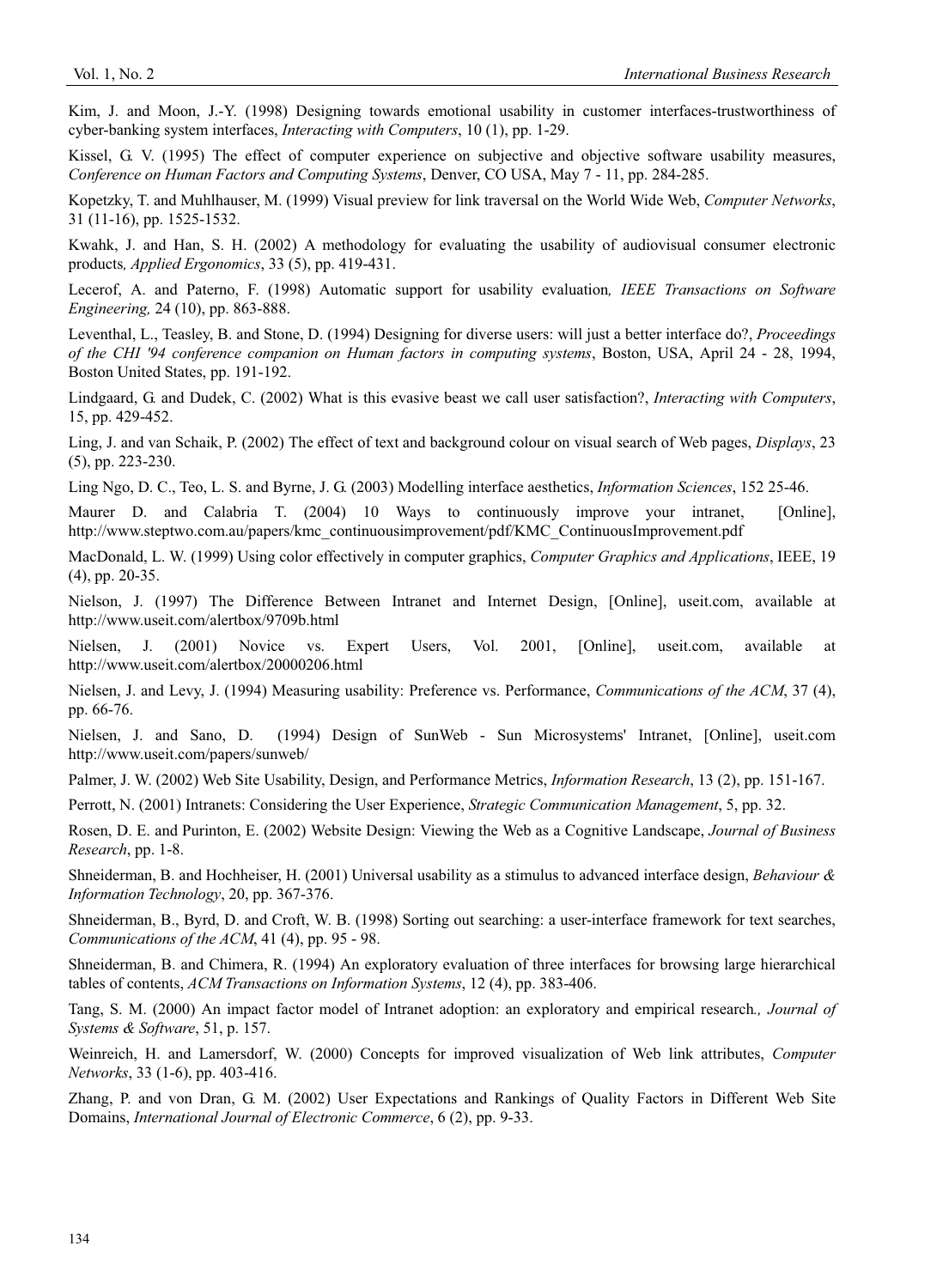Kim, J. and Moon, J.-Y. (1998) Designing towards emotional usability in customer interfaces-trustworthiness of cyber-banking system interfaces, *Interacting with Computers*, 10 (1), pp. 1-29.

Kissel, G. V. (1995) The effect of computer experience on subjective and objective software usability measures, *Conference on Human Factors and Computing Systems*, Denver, CO USA, May 7 - 11, pp. 284-285.

Kopetzky, T. and Muhlhauser, M. (1999) Visual preview for link traversal on the World Wide Web, *Computer Networks*, 31 (11-16), pp. 1525-1532.

Kwahk, J. and Han, S. H. (2002) A methodology for evaluating the usability of audiovisual consumer electronic products*, Applied Ergonomics*, 33 (5), pp. 419-431.

Lecerof, A. and Paterno, F. (1998) Automatic support for usability evaluation*, IEEE Transactions on Software Engineering,* 24 (10), pp. 863-888.

Leventhal, L., Teasley, B. and Stone, D. (1994) Designing for diverse users: will just a better interface do?, *Proceedings of the CHI '94 conference companion on Human factors in computing systems*, Boston, USA, April 24 - 28, 1994, Boston United States, pp. 191-192.

Lindgaard, G. and Dudek, C. (2002) What is this evasive beast we call user satisfaction?, *Interacting with Computers*, 15, pp. 429-452.

Ling, J. and van Schaik, P. (2002) The effect of text and background colour on visual search of Web pages, *Displays*, 23 (5), pp. 223-230.

Ling Ngo, D. C., Teo, L. S. and Byrne, J. G. (2003) Modelling interface aesthetics, *Information Sciences*, 152 25-46.

Maurer D. and Calabria T. (2004) 10 Ways to continuously improve your intranet, [Online], http://www.steptwo.com.au/papers/kmc_continuousimprovement/pdf/KMC_ContinuousImprovement.pdf

MacDonald, L. W. (1999) Using color effectively in computer graphics, *Computer Graphics and Applications*, IEEE, 19 (4), pp. 20-35.

Nielson, J. (1997) The Difference Between Intranet and Internet Design, [Online], useit.com, available at http://www.useit.com/alertbox/9709b.html

Nielsen, J. (2001) Novice vs. Expert Users, Vol. 2001, [Online], useit.com, available at http://www.useit.com/alertbox/20000206.html

Nielsen, J. and Levy, J. (1994) Measuring usability: Preference vs. Performance, *Communications of the ACM*, 37 (4), pp. 66-76.

Nielsen, J. and Sano, D. (1994) Design of SunWeb - Sun Microsystems' Intranet, [Online], useit.com http://www.useit.com/papers/sunweb/

Palmer, J. W. (2002) Web Site Usability, Design, and Performance Metrics, *Information Research*, 13 (2), pp. 151-167.

Perrott, N. (2001) Intranets: Considering the User Experience, *Strategic Communication Management*, 5, pp. 32.

Rosen, D. E. and Purinton, E. (2002) Website Design: Viewing the Web as a Cognitive Landscape, *Journal of Business Research*, pp. 1-8.

Shneiderman, B. and Hochheiser, H. (2001) Universal usability as a stimulus to advanced interface design, *Behaviour & Information Technology*, 20, pp. 367-376.

Shneiderman, B., Byrd, D. and Croft, W. B. (1998) Sorting out searching: a user-interface framework for text searches, *Communications of the ACM*, 41 (4), pp. 95 - 98.

Shneiderman, B. and Chimera, R. (1994) An exploratory evaluation of three interfaces for browsing large hierarchical tables of contents, *ACM Transactions on Information Systems*, 12 (4), pp. 383-406.

Tang, S. M. (2000) An impact factor model of Intranet adoption: an exploratory and empirical research*., Journal of Systems & Software*, 51, p. 157.

Weinreich, H. and Lamersdorf, W. (2000) Concepts for improved visualization of Web link attributes, *Computer Networks*, 33 (1-6), pp. 403-416.

Zhang, P. and von Dran, G. M. (2002) User Expectations and Rankings of Quality Factors in Different Web Site Domains, *International Journal of Electronic Commerce*, 6 (2), pp. 9-33.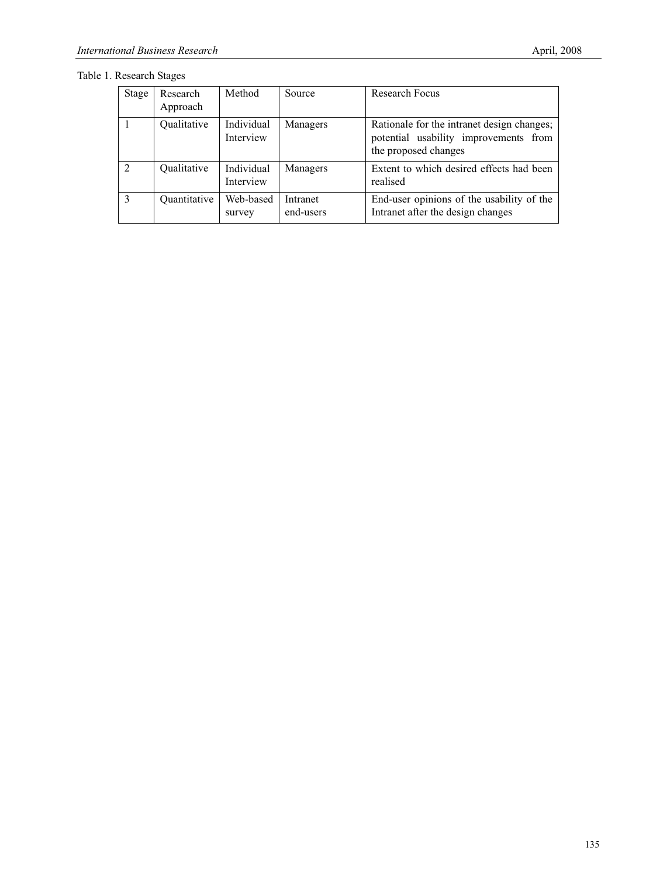Table 1. Research Stages

| Stage | Research Approach | Method | Source | Research Focus |
| --- | --- | --- | --- | --- |
| 1 | Qualitative | Individual Interview | Managers | Rationale for the intranet design changes; potential usability improvements from the proposed changes |
| 2 | Qualitative | Individual Interview | Managers | Extent to which desired effects had been realised |
| 3 | Quantitative | Web-based survey | Intranet end-users | End-user opinions of the usability of the Intranet after the design changes |